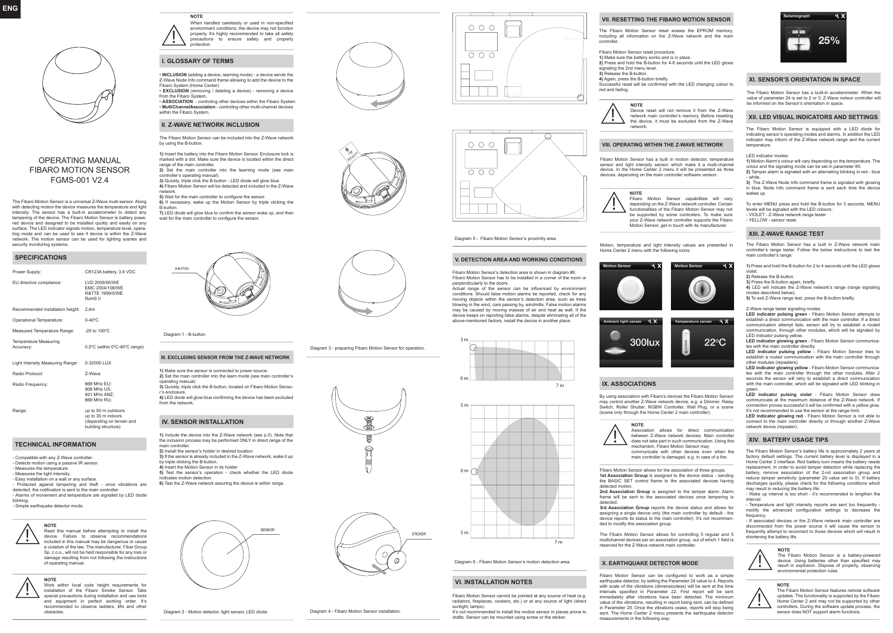ENG

# OPERATING MANUAL
# FIBARO MOTION SENSOR
# FGMS-001 V2.4

The Fibaro Motion Sensor is a universal Z-Wave multi-sensor. Along with detecting motion the device measures the temperature and light intensity. The sensor has a built-in accelerometer to detect any tampering of the device. The Fibaro Motion Sensor is battery powered device and designed to be installed quickly and easily on any surface. The LED indicator signals motion, temperature level, operating mode and can be used to see if device is within the Z-Wave network. The motion sensor can be used for lighting scenes and security monitoring systems.

## SPECIFICATIONS

| | |
|---|---|
| Power Supply: | CR123A battery, 3.6 VDC |
| EU directive compliance: | LVD 2006/95/WE<br>EMC 2004/108/WE<br>R&TTE 1999/5/WE<br>RoHS II |
| Recommended installation height: | 2,4m |
| Operational Temperature: | 0-40°C |
| Measured Temperature Range: | -20 to 100°C |
| Temperature Measuring Accuracy: | 0,5°C (within 0°C-40°C range) |
| Light Intensity Measuring Range: | 0-32000 LUX |
| Radio Protocol: | Z-Wave |
| Radio Frequency: | 869 MHz EU;<br>908 MHz US;<br>921 MHz ANZ;<br>869 MHz RU; |
| Range: | up to 50 m outdoors<br>up to 30 m indoors<br>(depending on terrain and building structure) |

## TECHNICAL INFORMATION

- Compatible with any Z-Wave controller.
- Detects motion using a passive IR sensor.
- Measures the temperature.
- Measures the light intensity.
- Easy installation on a wall or any surface.
- Protected against tampering and theft - once vibrations are detected, the notification is sent to the main controller.
- Alarms of movement and temperature are signaled by LED diode blinking.
- Simple earthquake detector mode.

**NOTE**
Read this manual before attempting to install the device. Failure to observe recommendations included in this manual may be dangerous or cause a violation of the law. The manufacturer, Fibar Group Sp. z o.o., will not be held responsible for any loss or damage resulting from not following the instructions of operating manual.

**NOTE**
Work within local code height requirements for installation of the Fibaro Motion Sensor. Take special precautions during installation and use tools and equipment in perfect working order. It's recommended to observe ladders, lifts and other obstacles.

**NOTE**
When handled carelessly or used in non-specified environment conditions, the device may not function properly. It's highly recommended to take all safety precautions to ensure safety and property protection.

## I. GLOSSARY OF TERMS

- **INCLUSION** (adding a device, learning mode) - a device sends the Z-Wave Node Info command frame allowing to add the device to the Fibaro System (Home Center)
- **EXCLUSION** (removing / deleting a device) - removing a device from the Fibaro System.
- **ASSOCIATION** - controlling other devices within the Fibaro System
- **MultiChannelAssociation** - controlling other multi-channel devices within the Fibaro System.

## II. Z-WAVE NETWORK INCLUSION

The Fibaro Motion Sensor can be included into the Z-Wave network by using the B-button.

**1)** Insert the battery into the Fibaro Motion Sensor. Enclosure lock is marked with a dot. Make sure the device is located within the direct range of the main controller.
**2)** Set the main controller into the learning mode (see main controller's operating manual).
**3)** Quickly, triple click the B-button - LED diode will glow blue.
**4)** Fibaro Motion Sensor will be detected and included in the Z-Wave network.
**5)** Wait for the main controller to configure the sensor.
**6)** If necessary, wake up the Motion Sensor by triple clicking the B-button.
**7)** LED diode will glow blue to confirm the sensor woke up, and then wait for the main controller to configure the sensor.

B-BUTTON

Diagram 1 - B-button.

## III. EXCLUDING SENSOR FROM THE Z-WAVE NETWORK

**1)** Make sure the sensor is connected to power source.
**2)** Set the main controller into the learn mode (see main controller's operating manual)
**3)** Quickly, triple click the B-button, located on Fibaro Motion Sensor's enclosure.
**4)** LED diode will glow blue confirming the device has been excluded from the network.

## IV. SENSOR INSTALLATION

**1)** Include the device into the Z-Wave network (see p.II). Note that the inclusion process may be performed ONLY in direct range of the main controller.
**2)** Install the sensor's holder in desired location.
**3)** If the sensor is already included in the Z-Wave network, wake it up by triple clicking the B-button.
**4)** Insert the Motion Sensor in its holder.
**5)** Test the sensor's operation - check whether the LED diode indicates motion detection.
**6)** Test the Z-Wave network assuring the device is within range.

SENSOR

Diagram 2 - Motion detector, light sensor, LED diode.

Diagram 3 - preparing Fibaro Motion Sensor for operation.

STICKER

Diagram 4 - Fibaro Motion Sensor installation.

Diagram 5 - Fibaro Motion Sensor's proximity area.

## V. DETECTION AREA AND WORKING CONDITIONS

Fibaro Motion Sensor's detection area is shown in diagram #6.
Fibaro Motion Sensor has to be installed in a corner of the room or perpendicularly to the doors.
Actual range of the sensor can be influenced by environment conditions. Should false motion alarms be reported, check for any moving objects within the sensor's detection area, such as trees blowing in the wind, cars passing by, windmills. False motion alarms may be caused by moving masses of air and heat as well. If the device keeps on reporting false alarms, despite eliminating all of the above-mentioned factors, install the device in another place.

Diagram 6 - Fibaro Motion Sensor's motion detection area.

## VI. INSTALLATION NOTES

Fibaro Motion Sensor cannot be pointed at any source of heat (e.g. radiators, fireplaces, cookers, etc.) or at any source of light (direct sunlight, lamps).
It's not recommended to install the motion sensor in places prone to drafts. Sensor can be mounted using screw or the sticker.

## VII. RESETTING THE FIBARO MOTION SENSOR

The Fibaro Motion Sensor reset erases the EPROM memory, including all information on the Z-Wave network and the main controller.

Fibaro Motion Sensor reset procedure:
**1)** Make sure the battery works and is in place.
**2)** Press and hold the B-button for 4-6 seconds until the LED glows signaling the 2nd menu level.
**3)** Release the B-button.
**4)** Again, press the B-button briefly.
Successful reset will be confirmed with the LED changing colour to red and fading.

**NOTE**
Device reset will not remove it from the Z-Wave network main controller's memory. Before resetting the device, it must be excluded from the Z-Wave network.

## VIII. OPERATING WITHIN THE Z-WAVE NETWORK

Fibaro Motion Sensor has a built in motion detector, temperature sensor and light intensity sensor, which make it a multi-channel device. In the Home Center 2 menu it will be presented as three devices, depending on the main controller software version.

**NOTE**
Fibaro Motion Sensor capabilities will vary depending on the Z-Wave network controller. Certain functionalities of the Fibaro Motion Sensor may not be supported by some controllers. To make sure your Z-Wave network controller supports the Fibaro Motion Sensor, get in touch with its manufacturer.

Motion, temperature and light intensity values are presented in Home Center 2 menu with the following icons:

Motion Sensor | Motion Sensor | Ambient light sensor 300lux | Temperature sensor 22°C

## IX. ASSOCIATIONS

By using association with Fibaro's devices the Fibaro Motion Sensor may control another Z-Wave network device, e.g. a Dimmer, Relay Switch, Roller Shutter, RGBW Controller, Wall Plug, or a scene (scene only through the Home Center 2 main controller).

**NOTE**
Association allows for direct communication between Z-Wave network devices. Main controller does not take part in such communication. Using this mechanism, Fibaro Motion Sensor may communicate with other devices even when the main controller is damaged, e.g. in case of a fire.

Fibaro Motion Sensor allows for the association of three groups.
**1st Association Group** is assigned to the device status - sending the BASIC SET control frame to the associated devices having detected motion.
**2nd Association Group** is assigned to the tamper alarm. Alarm frame will be sent to the associated devices once tampering is detected.
**3rd Association Group** reports the device status and allows for assigning a single device only (the main controller by default - the device reports its status to the main controller). It's not recommended to modify this association group.

The Fibaro Motion Sensor allows for controlling 5 regular and 5 multichannel devices per an association group, out of which 1 field is reserved for the Z-Wave network main controller.

## X. EARTHQUAKE DETECTOR MODE

Fibaro Motion Sensor can be configured to work as a simple earthquake detector, by setting the Parameter 24 value to 4. Reports with scale of the vibrations (dimensionless) will be sent at the time intervals specified in Parameter 22. First report will be sent immediately after vibrations have been detected. The minimum value of the vibrations, resulting in report being sent, can be defined in Parameter 20. Once the vibrations cease, reports will stop being sent. The Home Center 2 menu presents the earthquake detector measurements in the following way:

Seismograph 25%

## XI. SENSOR'S ORIENTATION IN SPACE

The Fibaro Motion Sensor has a built-in accelerometer. When the value of parameter 24 is set to 2 or 3, Z-Wave network controller will be informed on the Sensor's orientation in space.

## XII. LED VISUAL INDICATORS AND SETTINGS

The Fibaro Motion Sensor is equipped with a LED diode for indicating sensor's operating modes and alarms. In addition the LED indicator may inform of the Z-Wave network range and the current temperature.

LED indicator modes:
**1)** Motion Alarm's colour will vary depending on the temperature. The colour and the signaling mode can be set in parameter 80.
**2)** Tamper alarm is signaled with an alternating blinking in red - blue - white.
**3)** The Z-Wave Node Info command frame is signaled with glowing in blue. Node Info command frame is sent each time the device wakes up.

To enter MENU press and hold the B-button for 3 seconds. MENU levels will be signaled with the LED colours:
- VIOLET - Z-Wave network range tester
- YELLOW - sensor reset.

## XIII. Z-WAVE RANGE TEST

The Fibaro Motion Sensor has a built in Z-Wave network main controller's range tester. Follow the below instructions to test the main controller's range:

**1)** Press and hold the B-button for 2 to 4 seconds until the LED glows violet.
**2)** Release the B-button.
**3)** Press the B-button again, briefly.
**4)** LED will indicate the Z-Wave network's range (range signaling modes described below).
**5)** To exit Z-Wave range test, press the B-button briefly.

Z-Wave range tester signaling modes:
**LED indicator pulsing green** - Fibaro Motion Sensor attempts to establish a direct communication with the main controller. If a direct communication attempt fails, sensor will try to establish a routed communication, through other modules, which will be signaled by LED indicator pulsing yellow.
**LED indicator glowing green** - Fibaro Motion Sensor communicates with the main controller directly.
**LED indicator pulsing yellow** - Fibaro Motion Sensor tries to establish a routed communication with the main controller through other modules (repeaters).
**LED indicator glowing yellow** - Fibaro Motion Sensor communicates with the main controller through the other modules. After 2 seconds the sensor will retry to establish a direct communication with the main controller, which will be signaled with LED blinking in green.
**LED indicator pulsing violet** - Fibaro Motion Sensor does communicate at the maximum distance of the Z-Wave network. If connection proves successful it will be confirmed with a yellow glow. It's not recommended to use the sensor at the range limit.
**LED indicator glowing red** - Fibaro Motion Sensor is not able to connect to the main controller directly or through another Z-Wave network device (repeater).

## XIV. BATTERY USAGE TIPS

The Fibaro Motion Sensor's battery life is approximately 2 years at factory default settings. The current battery level is displayed in a Home Center 2 interface. Red battery icon means the battery needs replacement. In order to avoid tamper detection while replacing the battery, remove association of the 2-nd association group and reduce tamper sensitivity (parameter 20 value set to 0). If battery discharges quickly, please check for the following conditions which may result in reducing the battery life:
- Wake up interval is too short - it's recommended to lengthen the interval.
- Temperature and light intensity reports are sent too frequently - modify the advanced configuration settings to decrease the frequency.
- If associated devices or the Z-Wave network main controller are disconnected from the power source it will cause the sensor to frequently attempt to reconnect to those devices which will result in shortening the battery life.

**NOTE**
The Fibaro Motion Sensor is a battery-powered device. Using batteries other than specified may result in explosion. Dispose of properly, observing environmental protection rules.

**NOTE**
The Fibaro Motion Sensor features remote software updates. The functionality is supported by the Fibaro Home Center 2 and may not be supported by other controllers. During the software update process, the sensor does NOT support alarm functions.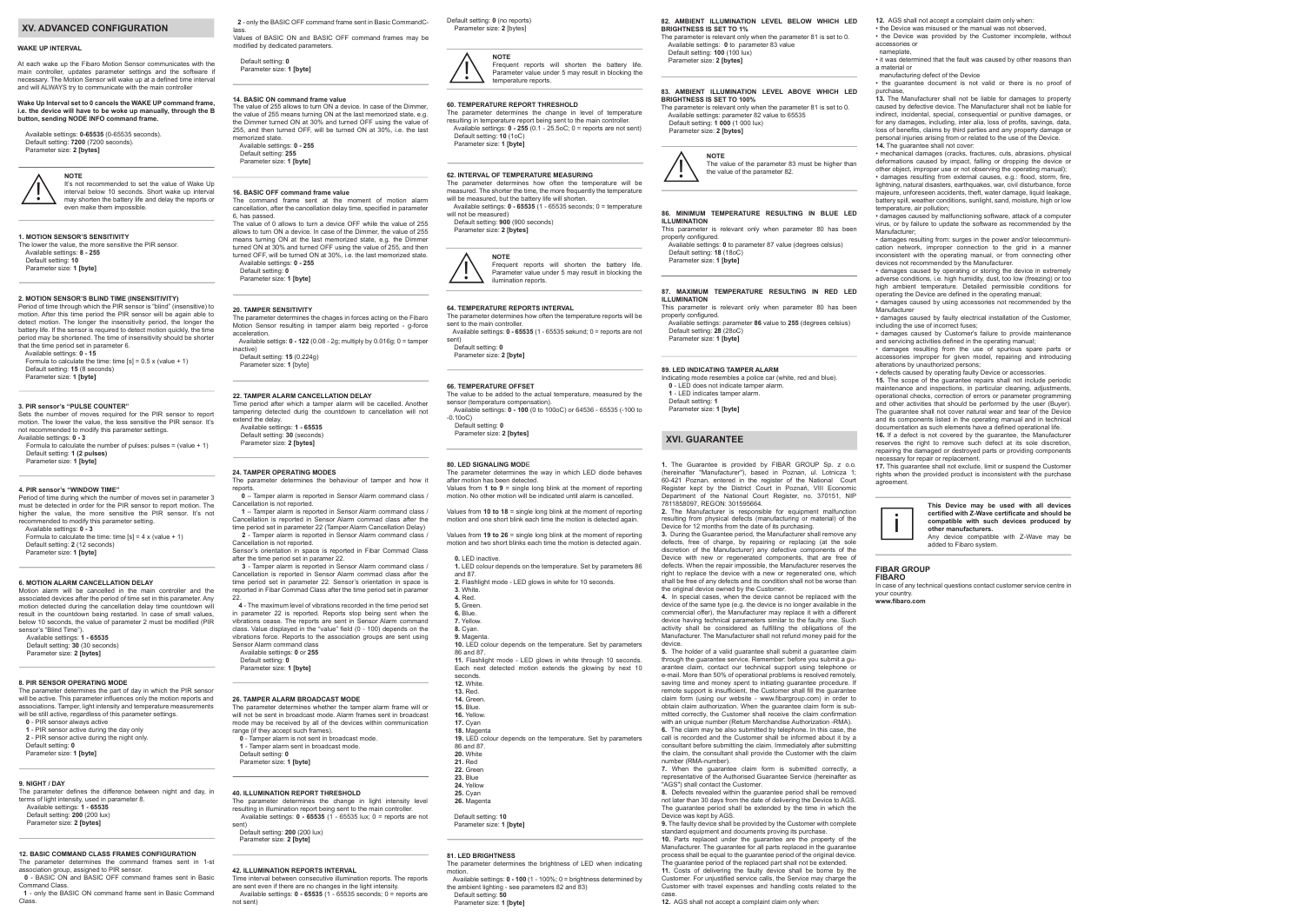## XV. ADVANCED CONFIGURATION

### WAKE UP INTERVAL

At each wake up the Fibaro Motion Sensor communicates with the main controller, updates parameter settings and the software if necessary. The Motion Sensor will wake up at a defined time interval and will ALWAYS try to communicate with the main controller

**Wake Up Interval set to 0 cancels the WAKE UP command frame, i.e. the device will have to be woke up manually, through the B button, sending NODE INFO command frame.**

Available settings: **0-65535** (0-65535 seconds).
Default setting: **7200** (7200 seconds).
Parameter size: **2 [bytes]**

**NOTE**
It's not recommended to set the value of Wake Up interval below 10 seconds. Short wake up interval may shorten the battery life and delay the reports or even make them impossible.

**1. MOTION SENSOR'S SENSITIVITY**
The lower the value, the more sensitive the PIR sensor.
Available settings: **8 - 255**
Default setting: **10**
Parameter size: **1 [byte]**

**2. MOTION SENSOR'S BLIND TIME (INSENSITIVITY)**
Period of time through which the PIR sensor is "blind" (insensitive) to motion. After this time period the PIR sensor will be again able to detect motion. The longer the insensitivity period, the longer the battery life. If the sensor is required to detect motion quickly, the time period may be shortened. The time of insensitivity should be shorter that the time period set in parameter 6.
Available settings: **0 - 15**
Formula to calculate the time: time [s] = 0.5 x (value + 1)
Default setting: **15** (8 seconds)
Parameter size: **1 [byte]**

**3. PIR sensor's "PULSE COUNTER"**
Sets the number of moves required for the PIR sensor to report motion. The lower the value, the less sensitive the PIR sensor. It's not recommended to modify this parameter settings.
Available settings: **0 - 3**
Formula to calculate the number of pulses: pulses = (value + 1)
Default setting: **1 (2 pulses)**
Parameter size: **1 [byte]**

**4. PIR sensor's "WINDOW TIME"**
Period of time during which the number of moves set in parameter 3 must be detected in order for the PIR sensor to report motion. The higher the value, the more sensitive the PIR sensor. It's not recommended to modify this parameter setting.
Available settings: **0 - 3**
Formula to calculate the time: time [s] = 4 x (value + 1)
Default setting: **2** (12 seconds)
Parameter size: **1 [byte]**

**6. MOTION ALARM CANCELLATION DELAY**
Motion alarm will be cancelled in the main controller and the associated devices after the period of time set in this parameter. Any motion detected during the cancellation delay time countdown will result in the countdown being restarted. In case of small values, below 10 seconds, the value of parameter 2 must be modified (PIR sensor's "Blind Time").
Available settings: **1 - 65535**
Default setting: **30** (30 seconds)
Parameter size: **2 [bytes]**

**8. PIR SENSOR OPERATING MODE**
The parameter determines the part of day in which the PIR sensor will be active. This parameter influences only the motion reports and associations. Tamper, light intensity and temperature measurements will be still active, regardless of this parameter settings.
**0** - PIR sensor always active
**1** - PIR sensor active during the day only
**2** - PIR sensor active during the night only.
Default setting: **0**
Parameter size: **1 [byte]**

**9. NIGHT / DAY**
The parameter defines the difference between night and day, in terms of light intensity, used in parameter 8.
Available settings: **1 - 65535**
Default setting: **200** (200 lux)
Parameter size: **2 [bytes]**

**12. BASIC COMMAND CLASS FRAMES CONFIGURATION**
The parameter determines the command frames sent in 1-st association group, assigned to PIR sensor.
**0** - BASIC ON and BASIC OFF command frames sent in Basic Command Class.
**1** - only the BASIC ON command frame sent in Basic Command Class.
**2** - only the BASIC OFF command frame sent in Basic CommandClass.
Values of BASIC ON and BASIC OFF command frames may be modified by dedicated parameters.

Default setting: **0**
Parameter size: **1 [byte]**

**14. BASIC ON command frame value**
The value of 255 allows to turn ON a device. In case of the Dimmer, the value of 255 means turning ON at the last memorized state, e.g. the Dimmer turned ON at 30% and turned OFF using the value of 255, and then turned OFF, will be turned ON at 30%, i.e. the last memorized state.
Available settings: **0 - 255**
Default setting: **255**
Parameter size: **1 [byte]**

**16. BASIC OFF command frame value**
The command frame sent at the moment of motion alarm cancellation, after the cancellation delay time, specified in parameter 6, has passed.
The value of 0 allows to turn a device OFF while the value of 255 allows to turn ON a device. In case of the Dimmer, the value of 255 means turning ON at the last memorized state, e.g. the Dimmer turned ON at 30% and turned OFF using the value of 255, and then turned OFF, will be turned ON at 30%, i.e. the last memorized state.
Available settings: **0 - 255**
Default setting: **0**
Parameter size: **1 [byte]**

**20. TAMPER SENSITIVITY**
The parameter determines the chages in forces acting on the Fibaro Motion Sensor resulting in tamper alarm being reported - g-force acceleration.
Available settings: **0 - 122** (0.08 - 2g; multiply by 0.016g; 0 = tamper inactive)
Default setting: **15** (0.224g)
Parameter size: **1 [byte]**

**22. TAMPER ALARM CANCELLATION DELAY**
Time period after which a tamper alarm will be cancelled. Another tampering detected durig the countdown to cancellation will not extend the delay.
Available settings: **1 - 65535**
Default setting: **30** (seconds)
Parameter size: **2 [bytes]**

**24. TAMPER OPERATING MODES**
The parameter determines the behaviour of tamper and how it reports.
**0** – Tamper alarm is reported in Sensor Alarm command class / Cancellation is not reported.
**1** – Tamper alarm is reported in Sensor Alarm command class / Cancellation is reported in Sensor Alarm commad class after the time period set in parameter 22 (Tamper Alarm Cancellation Delay)
**2** - Tamper alarm is reported in Sensor Alarm command class / Cancellation is not reported.
Sensor's orientation in space is reported in Fibar Command Class after the time period set in paramter 22.
**3** - Tamper alarm is reported in Sensor Alarm command class / Cancellation is reported in Sensor Alarm commad class after the time period set in parameter 22. Sensor's orientation in space is reported in Fibar Command Class after the time period set in parameter 22.
**4** - The maximum level of vibrations recorded in the time period set in parameter 22 is reported. Reports stop being sent when the vibrations cease. The reports are sent in Sensor Alarm command class. Value displayed in the "value" field (0 - 100) depends on the vibrations force. Reports to the association groups are sent using Sensor Alarm command class
Available settings: **0** or **255**
Default setting: **0**
Parameter size: **1 [byte]**

**26. TAMPER ALARM BROADCAST MODE**
The parameter determines whether the tamper alarm frame will or will not be sent in broadcast mode. Alarm frames sent in broadcast mode may be received by all of the devices within communication range (if they accept such frames).
**0** - Tamper alarm is not sent in broadcast mode.
**1** - Tamper alarm sent in broadcast mode.
Default setting: **0**
Parameter size: **1 [byte]**

**40. ILLUMINATION REPORT THRESHOLD**
The parameter determines the change in light intensity level resulting in illumination report being sent to the main controller.
Available settings: **0 - 65535** (1 - 65535 lux; 0 = reports are not sent)
Default setting: **200** (200 lux)
Parameter size: **2 [bytes]**

**42. ILLUMINATION REPORTS INTERVAL**
Time interval between consecutive illumination reports. The reports are sent even if there are no changes in the light intensity.
Available settings: **0 - 65535** (1 - 65535 seconds; 0 = reports are not sent)
Default setting: **0** (no reports)
Parameter size: **2** [bytes]

**NOTE**
Frequent reports will shorten the battery life. Parameter value under 5 may result in blocking the temperature reports.

**60. TEMPERATURE REPORT THRESHOLD**
The parameter determines the change in level of temperature resulting in temperature report being sent to the main controller.
Available settings: **0 - 255** (0.1 - 25.5oC; 0 = reports are not sent)
Default setting: **10** (1oC)
Parameter size: **1 [byte]**

**62. INTERVAL OF TEMPERATURE MEASURING**
The parameter determines how often the temperature will be measured. The shorter the time, the more frequently the temperature will be measured, but the battery life will shorten.
Available settings: **0 - 65535** (1 - 65535 seconds; 0 = temperature will not be measured)
Default setting: **900** (900 seconds)
Parameter size: **2 [bytes]**

**NOTE**
Frequent reports will shorten the battery life. Parameter value under 5 may result in blocking the ilumination reports.

**64. TEMPERATURE REPORTS INTERVAL**
The parameter determines how often the temperature reports will be sent to the main controller.
Available settings: **0 - 65535** (1 - 65535 sekund; 0 = reports are not sent)
Default setting: **0**
Parameter size: **2 [bytes]**

**66. TEMPERATURE OFFSET**
The value to be added to the actual temperature, measured by the sensor (temperature compensation).
Available settings: **0 - 100** (0 to 100oC) or 64536 - 65535 (-100 to -0.10oC)
Default setting: **0**
Parameter size: **2 [bytes]**

**80. LED SIGNALING MODE**
The parameter determines the way in which LED diode behaves after motion has been detected.
Values from **1 to 9** = single long blink at the moment of reporting motion. No other motion will be indicated until alarm is cancelled.

Values from **10 to 18** = single long blink at the moment of reporting motion and one short blink each time the motion is detected again.

Values from **19 to 26** = single long blink at the moment of reporting motion and two short blinks each time the motion is detected again.

**0.** LED inactive.
**1.** LED colour depends on the temperature. Set by parameters 86 and 87.
**2.** Flashlight mode - LED glows in white for 10 seconds.
**3**. White.
**4**. Red.
**5.** Green.
**6.** Blue.
**7.** Yellow.
**8.** Cyan.
**9.** Magenta.
**10.** LED colour depends on the temperature. Set by parameters 86 and 87.
**11.** Flashlight mode - LED glows in white through 10 seconds. Each next detected motion extends the glowing by next 10 seconds.
**12.** White.
**13.** Red.
**14.** Green.
**15.** Blue.
**16.** Yellow.
**17.** Cyan
**18.** Magenta
**19.** LED colour depends on the temperature. Set by parameters 86 and 87.
**20.** White
**21.** Red
**22.** Green
**23.** Blue
**24.** Yellow
**25.** Cyan
**26.** Magenta

Default setting: **10**
Parameter size: **1 [byte]**

**81. LED BRIGHTNESS**
The parameter determines the brightness of LED when indicating motion.
Available settings: **0 - 100** (1 - 100%; 0 = brightness determined by the ambient lighting - see parameters 82 and 83)
Default setting: **50**
Parameter size: **1 [byte]**

**82. AMBIENT ILLUMINATION LEVEL BELOW WHICH LED BRIGHTNESS IS SET TO 1%**
The parameter is relevant only when the parameter 81 is set to 0.
Available settings: **0** to parameter 83 value
Default setting: **100** (100 lux)
Parameter size: **2 [bytes]**

**83. AMBIENT ILLUMINATION LEVEL ABOVE WHICH LED BRIGHTNESS IS SET TO 100%**
The parameter is relevant only when the parameter 81 is set to 0.
Available settings: parameter 82 value to 65535
Default setting: **1 000** (1 000 lux)
Parameter size: **2 [bytes]**

**NOTE**
The value of the parameter 83 must be higher than the value of the parameter 82.

**86. MINIMUM TEMPERATURE RESULTING IN BLUE LED ILLUMINATION**
This parameter is relevant only when parameter 80 has been properly configured.
Available settings: **0** to parameter 87 value (degrees celsius)
Default setting: **18** (18oC)
Parameter size: **1 [byte]**

**87. MAXIMUM TEMPERATURE RESULTING IN RED LED ILLUMINATION**
This parameter is relevant only when parameter 80 has been properly configured.
Available settings: parameter **86** value to **255** (degrees celsius)
Default setting: **28** (28oC)
Parameter size: **1 [byte]**

**89. LED INDICATING TAMPER ALARM**
Indicating mode resembles a police car (white, red and blue).
**0** - LED does not indicate tamper alarm.
**1** - LED indicates tamper alarm.
Default setting: **1**
Parameter size: **1 [byte]**

## XVI. GUARANTEE

**1.** The Guarantee is provided by FIBAR GROUP Sp. z o.o. (hereinafter "Manufacturer"), based in Poznan, ul. Lotnicza 1; 60-421 Poznan, entered in the register of the National Court Register kept by the District Court in Poznań, VIII Economic Department of the National Court Register, no. 370151, NIP 7811858097, REGON: 301595664.
**2.** The Manufacturer is responsible for equipment malfunction resulting from physical defects (manufacturing or material) of the Device for 12 months from the date of its purchasing.
**3.** During the Guarantee period, the Manufacturer shall remove any defects, free of charge, by repairing or replacing (at the sole discretion of the Manufacturer) any defective components of the Device with new or regenerated components, that are free of defects. When the repair impossible, the Manufacturer reserves the right to replace the device with a new or regenerated one, which shall be free of any defects and its condition shall not be worse than the original device owned by the Customer.
**4.** In special cases, when the device cannot be replaced with the device of the same type (e.g. the device is no longer available in the commercial offer), the Manufacturer may replace it with a different device having technical parameters similar to the faulty one. Such activity shall be considered as fulfilling the obligations of the Manufacturer. The Manufacturer shall not refund money paid for the device.
**5.** The holder of a valid guarantee shall submit a guarantee claim through the guarantee service. Remember: before you submit a guarantee claim, contact our technical support using telephone or e-mail. More than 50% of operational problems is resolved remotely, saving time and money spent to initiating guarantee procedure. If remote support is insufficient, the Customer shall fill the guarantee claim form (using our website - www.fibargroup.com) in order to obtain claim authorization. When the guarantee claim form is submitted correctly, the Customer shall receive the claim confirmation with an unique number (Return Merchandise Authorization -RMA).
**6.** The claim may be also submitted by telephone. In this case, the call is recorded and the Customer shall be informed about it by a consultant before submitting the claim. Immediately after submitting the claim, the consultant shall provide the Customer with the claim number (RMA-number).
**7.** When the guarantee claim form is submitted correctly, a representative of the Authorised Guarantee Service (hereinafter as "AGS") shall contact the Customer.
**8.** Defects revealed within the guarantee period shall be removed not later than 30 days from the date of delivering the Device to AGS. The guarantee period shall be extended by the time in which the Device was kept by AGS.
**9.** The faulty device shall be provided by the Customer with complete standard equipment and documents proving its purchase.
**10.** Parts replaced under the guarantee are the property of the Manufacturer. The guarantee for all parts replaced in the guarantee process shall be equal to the guarantee period of the original device. The guarantee period of the replaced part shall not be extended.
**11.** Costs of delivering the faulty device shall be borne by the Customer. For unjustified service calls, the Service may charge the Customer with travel expenses and handling costs related to the case.
**12.** AGS shall not accept a complaint claim only when:
• the Device was misused or the manual was not observed,
• the Device was provided by the Customer incomplete, without accessories or nameplate,
• it was determined that the fault was caused by other reasons than a material or manufacturing defect of the Device
• the guarantee document is not valid or there is no proof of purchase,
**13.** The Manufacturer shall not be liable for damages to property caused by defective device. The Manufacturer shall not be liable for indirect, incidental, special, consequential or punitive damages, or for any damages, including, inter alia, loss of profits, savings, data, loss of benefits, claims by third parties and any property damage or personal injuries arising from or related to the use of the Device.
**14.** The guarantee shall not cover:
• mechanical damages (cracks, fractures, cuts, abrasions, physical deformations caused by impact, falling or dropping the device or other object, improper use or not observing the operating manual);
• damages resulting from external causes, e.g.: flood, storm, fire, lightning, natural disasters, earthquakes, war, civil disturbance, force majeure, unforeseen accidents, theft, water damage, liquid leakage, battery spill, weather conditions, sunlight, sand, moisture, high or low temperature, air pollution;
• damages caused by malfunctioning software, attack of a computer virus, or by failure to update the software as recommended by the Manufacturer;
• damages resulting from: surges in the power and/or telecommunication network, improper connection to the grid in a manner inconsistent with the operating manual, or from connecting other devices not recommended by the Manufacturer.
• damages caused by operating or storing the device in extremely adverse conditions, i.e. high humidity, dust, too low (freezing) or too high ambient temperature. Detailed permissible conditions for operating the Device are defined in the operating manual;
• damages caused by using accessories not recommended by the Manufacturer
• damages caused by faulty electrical installation of the Customer, including the use of incorrect fuses;
• damages caused by Customer's failure to provide maintenance and servicing activities defined in the operating manual;
• damages resulting from the use of spurious spare parts or accessories improper for given model, repairing and introducing alterations by unauthorized persons;
• defects caused by operating faulty Device or accessories.
**15.** The scope of the guarantee repairs shall not include periodic maintenance and inspections, in particular cleaning, adjustments, operational checks, correction of errors or parameter programming and other activities that should be performed by the user (Buyer). The guarantee shall not cover natural wear and tear of the Device and its components listed in the operating manual and in technical documentation as such elements have a defined operational life.
**16.** If a defect is not covered by the guarantee, the Manufacturer reserves the right to remove such defect at its sole discretion, repairing the damaged or destroyed parts or providing components necessary for repair or replacement.
**17.** This guarantee shall not exclude, limit or suspend the Customer rights when the provided product is inconsistent with the purchase agreement.

**This Device may be used with all devices certified with Z-Wave certificate and should be compatible with such devices produced by other manufacturers.**
Any device compatible with Z-Wave may be added to Fibaro system.

**FIBAR GROUP**
**FIBARO**
In case of any technical questions contact customer service centre in your country.
**www.fibaro.com**